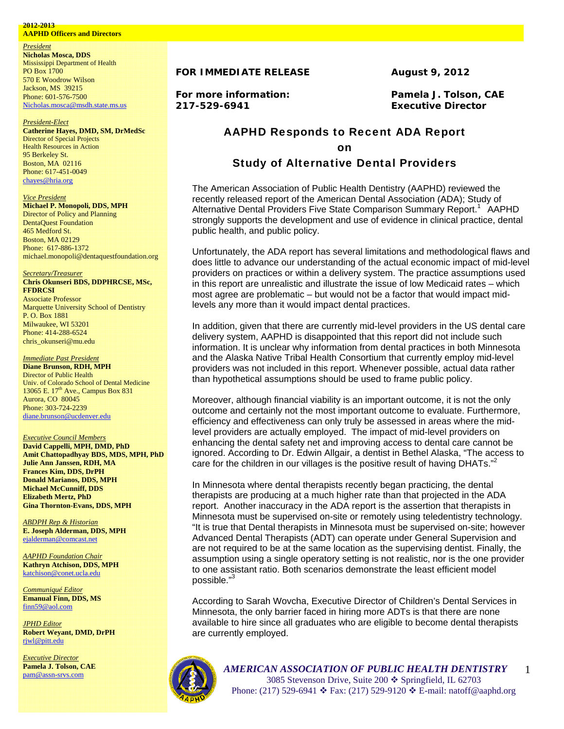**2012-2013**
**AAPHD Officers and Directors**

*President*
**Nicholas Mosca, DDS**
Mississippi Department of Health
PO Box 1700
570 E Woodrow Wilson
Jackson, MS 39215
Phone: 601-576-7500
Nicholas.mosca@msdh.state.ms.us

*President-Elect*
**Catherine Hayes, DMD, SM, DrMedSc**
Director of Special Projects
Health Resources in Action
95 Berkeley St.
Boston, MA 02116
Phone: 617-451-0049
chayes@hria.org

*Vice President*
**Michael P. Monopoli, DDS, MPH**
Director of Policy and Planning
DentaQuest Foundation
465 Medford St.
Boston, MA 02129
Phone: 617-886-1372
michael.monopoli@dentaquestfoundation.org

*Secretary/Treasurer*
**Chris Okunseri BDS, DDPHRCSE, MSc, FFDRCSI**
Associate Professor
Marquette University School of Dentistry
P. O. Box 1881
Milwaukee, WI 53201
Phone: 414-288-6524
chris_okunseri@mu.edu

*Immediate Past President*
**Diane Brunson, RDH, MPH**
Director of Public Health
Univ. of Colorado School of Dental Medicine
13065 E. 17th Ave., Campus Box 831
Aurora, CO 80045
Phone: 303-724-2239
diane.brunson@ucdenver.edu

*Executive Council Members*
**David Cappelli, MPH, DMD, PhD**
**Amit Chattopadhyay BDS, MDS, MPH, PhD**
**Julie Ann Janssen, RDH, MA**
**Frances Kim, DDS, DrPH**
**Donald Marianos, DDS, MPH**
**Michael McCunniff, DDS**
**Elizabeth Mertz, PhD**
**Gina Thornton-Evans, DDS, MPH**

*ABDPH Rep & Historian*
**E. Joseph Alderman, DDS, MPH**
ejalderman@comcast.net

*AAPHD Foundation Chair*
**Kathryn Atchison, DDS, MPH**
katchison@conet.ucla.edu

*Communiqué Editor*
**Emanual Finn, DDS, MS**
finn59@aol.com

*JPHD Editor*
**Robert Weyant, DMD, DrPH**
rjwl@pitt.edu

*Executive Director*
**Pamela J. Tolson, CAE**
pam@assn-srvs.com

---

**FOR IMMEDIATE RELEASE** **August 9, 2012**

**For more information:** **Pamela J. Tolson, CAE**
**217-529-6941** **Executive Director**

## AAPHD Responds to Recent ADA Report on Study of Alternative Dental Providers

The American Association of Public Health Dentistry (AAPHD) reviewed the recently released report of the American Dental Association (ADA); Study of Alternative Dental Providers Five State Comparison Summary Report.[1] AAPHD strongly supports the development and use of evidence in clinical practice, dental public health, and public policy.

Unfortunately, the ADA report has several limitations and methodological flaws and does little to advance our understanding of the actual economic impact of mid-level providers on practices or within a delivery system. The practice assumptions used in this report are unrealistic and illustrate the issue of low Medicaid rates – which most agree are problematic – but would not be a factor that would impact mid-levels any more than it would impact dental practices.

In addition, given that there are currently mid-level providers in the US dental care delivery system, AAPHD is disappointed that this report did not include such information. It is unclear why information from dental practices in both Minnesota and the Alaska Native Tribal Health Consortium that currently employ mid-level providers was not included in this report. Whenever possible, actual data rather than hypothetical assumptions should be used to frame public policy.

Moreover, although financial viability is an important outcome, it is not the only outcome and certainly not the most important outcome to evaluate. Furthermore, efficiency and effectiveness can only truly be assessed in areas where the mid-level providers are actually employed. The impact of mid-level providers on enhancing the dental safety net and improving access to dental care cannot be ignored. According to Dr. Edwin Allgair, a dentist in Bethel Alaska, "The access to care for the children in our villages is the positive result of having DHATs."[2]

In Minnesota where dental therapists recently began practicing, the dental therapists are producing at a much higher rate than that projected in the ADA report. Another inaccuracy in the ADA report is the assertion that therapists in Minnesota must be supervised on-site or remotely using teledentistry technology. "It is true that Dental therapists in Minnesota must be supervised on-site; however Advanced Dental Therapists (ADT) can operate under General Supervision and are not required to be at the same location as the supervising dentist. Finally, the assumption using a single operatory setting is not realistic, nor is the one provider to one assistant ratio. Both scenarios demonstrate the least efficient model possible."[3]

According to Sarah Wovcha, Executive Director of Children's Dental Services in Minnesota, the only barrier faced in hiring more ADTs is that there are none available to hire since all graduates who are eligible to become dental therapists are currently employed.

*AMERICAN ASSOCIATION OF PUBLIC HEALTH DENTISTRY*
3085 Stevenson Drive, Suite 200 ❖ Springfield, IL 62703
Phone: (217) 529-6941 ❖ Fax: (217) 529-9120 ❖ E-mail: natoff@aaphd.org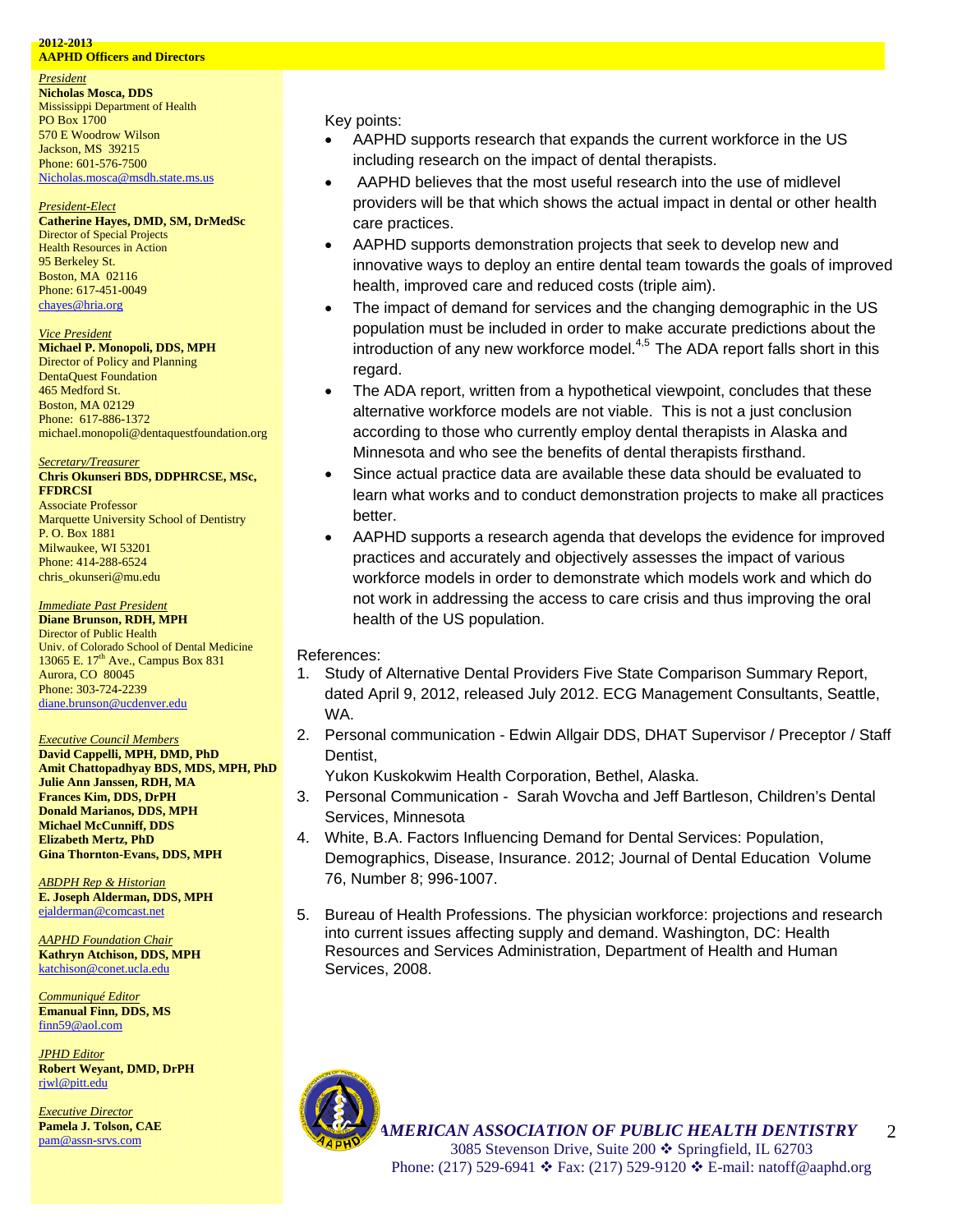**2012-2013**
**AAPHD Officers and Directors**

*President*
**Nicholas Mosca, DDS**
Mississippi Department of Health
PO Box 1700
570 E Woodrow Wilson
Jackson, MS 39215
Phone: 601-576-7500
Nicholas.mosca@msdh.state.ms.us

*President-Elect*
**Catherine Hayes, DMD, SM, DrMedSc**
Director of Special Projects
Health Resources in Action
95 Berkeley St.
Boston, MA 02116
Phone: 617-451-0049
chayes@hria.org

*Vice President*
**Michael P. Monopoli, DDS, MPH**
Director of Policy and Planning
DentaQuest Foundation
465 Medford St.
Boston, MA 02129
Phone: 617-886-1372
michael.monopoli@dentaquestfoundation.org

*Secretary/Treasurer*
**Chris Okunseri BDS, DDPHRCSE, MSc, FFDRCSI**
Associate Professor
Marquette University School of Dentistry
P. O. Box 1881
Milwaukee, WI 53201
Phone: 414-288-6524
chris_okunseri@mu.edu

*Immediate Past President*
**Diane Brunson, RDH, MPH**
Director of Public Health
Univ. of Colorado School of Dental Medicine
13065 E. 17th Ave., Campus Box 831
Aurora, CO 80045
Phone: 303-724-2239
diane.brunson@ucdenver.edu

*Executive Council Members*
**David Cappelli, MPH, DMD, PhD**
**Amit Chattopadhyay BDS, MDS, MPH, PhD**
**Julie Ann Janssen, RDH, MA**
**Frances Kim, DDS, DrPH**
**Donald Marianos, DDS, MPH**
**Michael McCunniff, DDS**
**Elizabeth Mertz, PhD**
**Gina Thornton-Evans, DDS, MPH**

*ABDPH Rep & Historian*
**E. Joseph Alderman, DDS, MPH**
ejalderman@comcast.net

*AAPHD Foundation Chair*
**Kathryn Atchison, DDS, MPH**
katchison@conet.ucla.edu

*Communiqué Editor*
**Emanual Finn, DDS, MS**
finn59@aol.com

*JPHD Editor*
**Robert Weyant, DMD, DrPH**
rjwl@pitt.edu

*Executive Director*
**Pamela J. Tolson, CAE**
pam@assn-srvs.com

Key points:

- AAPHD supports research that expands the current workforce in the US including research on the impact of dental therapists.
- AAPHD believes that the most useful research into the use of midlevel providers will be that which shows the actual impact in dental or other health care practices.
- AAPHD supports demonstration projects that seek to develop new and innovative ways to deploy an entire dental team towards the goals of improved health, improved care and reduced costs (triple aim).
- The impact of demand for services and the changing demographic in the US population must be included in order to make accurate predictions about the introduction of any new workforce model.[4,5] The ADA report falls short in this regard.
- The ADA report, written from a hypothetical viewpoint, concludes that these alternative workforce models are not viable. This is not a just conclusion according to those who currently employ dental therapists in Alaska and Minnesota and who see the benefits of dental therapists firsthand.
- Since actual practice data are available these data should be evaluated to learn what works and to conduct demonstration projects to make all practices better.
- AAPHD supports a research agenda that develops the evidence for improved practices and accurately and objectively assesses the impact of various workforce models in order to demonstrate which models work and which do not work in addressing the access to care crisis and thus improving the oral health of the US population.

References:

1. Study of Alternative Dental Providers Five State Comparison Summary Report, dated April 9, 2012, released July 2012. ECG Management Consultants, Seattle, WA.
2. Personal communication - Edwin Allgair DDS, DHAT Supervisor / Preceptor / Staff Dentist,
   Yukon Kuskokwim Health Corporation, Bethel, Alaska.
3. Personal Communication - Sarah Wovcha and Jeff Bartleson, Children's Dental Services, Minnesota
4. White, B.A. Factors Influencing Demand for Dental Services: Population, Demographics, Disease, Insurance. 2012; Journal of Dental Education Volume 76, Number 8; 996-1007.
5. Bureau of Health Professions. The physician workforce: projections and research into current issues affecting supply and demand. Washington, DC: Health Resources and Services Administration, Department of Health and Human Services, 2008.

*AMERICAN ASSOCIATION OF PUBLIC HEALTH DENTISTRY*
3085 Stevenson Drive, Suite 200 ❖ Springfield, IL 62703
Phone: (217) 529-6941 ❖ Fax: (217) 529-9120 ❖ E-mail: natoff@aaphd.org